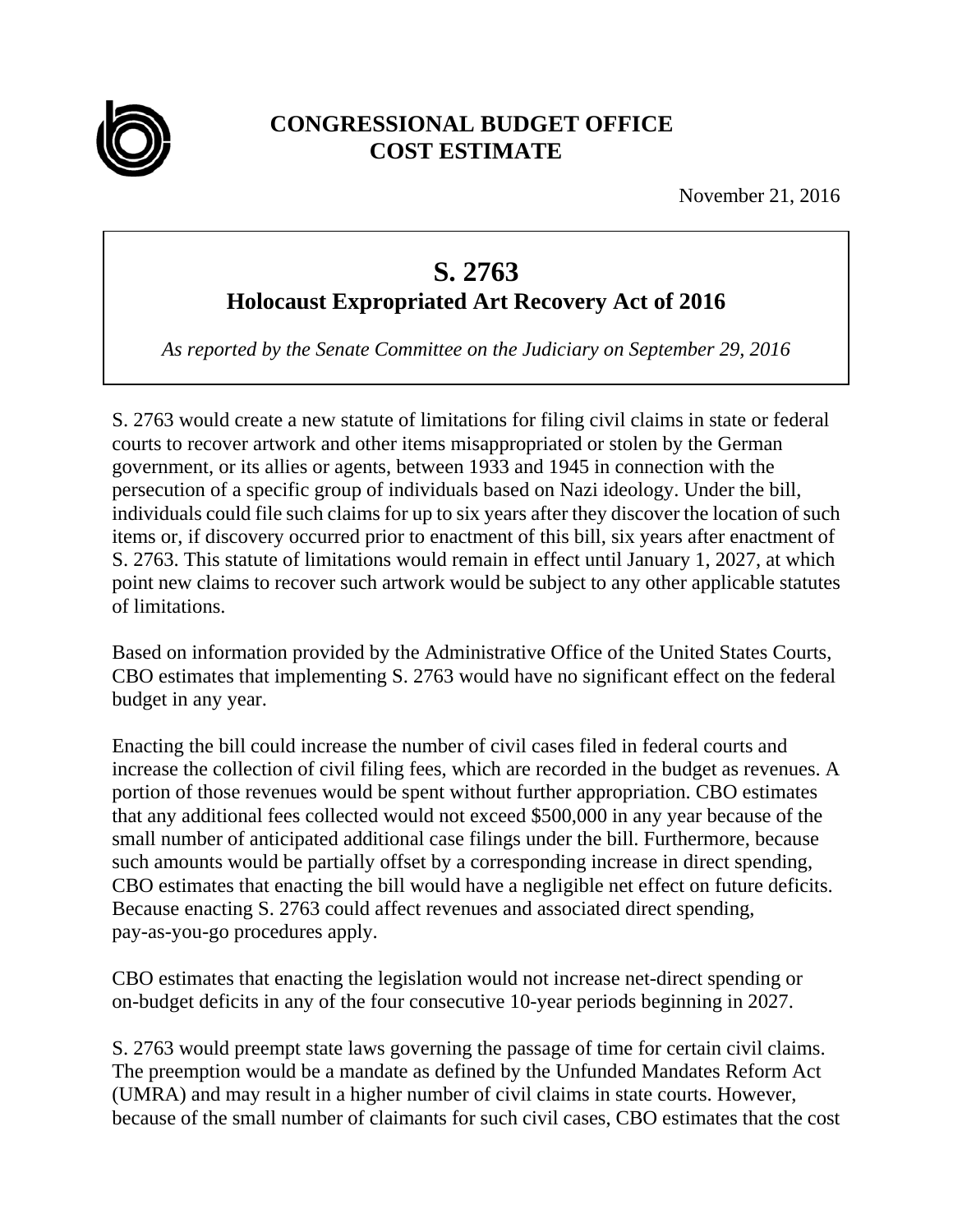**CONGRESSIONAL BUDGET OFFICE**
**COST ESTIMATE**

November 21, 2016

# S. 2763
## Holocaust Expropriated Art Recovery Act of 2016

*As reported by the Senate Committee on the Judiciary on September 29, 2016*

S. 2763 would create a new statute of limitations for filing civil claims in state or federal courts to recover artwork and other items misappropriated or stolen by the German government, or its allies or agents, between 1933 and 1945 in connection with the persecution of a specific group of individuals based on Nazi ideology. Under the bill, individuals could file such claims for up to six years after they discover the location of such items or, if discovery occurred prior to enactment of this bill, six years after enactment of S. 2763. This statute of limitations would remain in effect until January 1, 2027, at which point new claims to recover such artwork would be subject to any other applicable statutes of limitations.

Based on information provided by the Administrative Office of the United States Courts, CBO estimates that implementing S. 2763 would have no significant effect on the federal budget in any year.

Enacting the bill could increase the number of civil cases filed in federal courts and increase the collection of civil filing fees, which are recorded in the budget as revenues. A portion of those revenues would be spent without further appropriation. CBO estimates that any additional fees collected would not exceed $500,000 in any year because of the small number of anticipated additional case filings under the bill. Furthermore, because such amounts would be partially offset by a corresponding increase in direct spending, CBO estimates that enacting the bill would have a negligible net effect on future deficits. Because enacting S. 2763 could affect revenues and associated direct spending, pay-as-you-go procedures apply.

CBO estimates that enacting the legislation would not increase net-direct spending or on-budget deficits in any of the four consecutive 10-year periods beginning in 2027.

S. 2763 would preempt state laws governing the passage of time for certain civil claims. The preemption would be a mandate as defined by the Unfunded Mandates Reform Act (UMRA) and may result in a higher number of civil claims in state courts. However, because of the small number of claimants for such civil cases, CBO estimates that the cost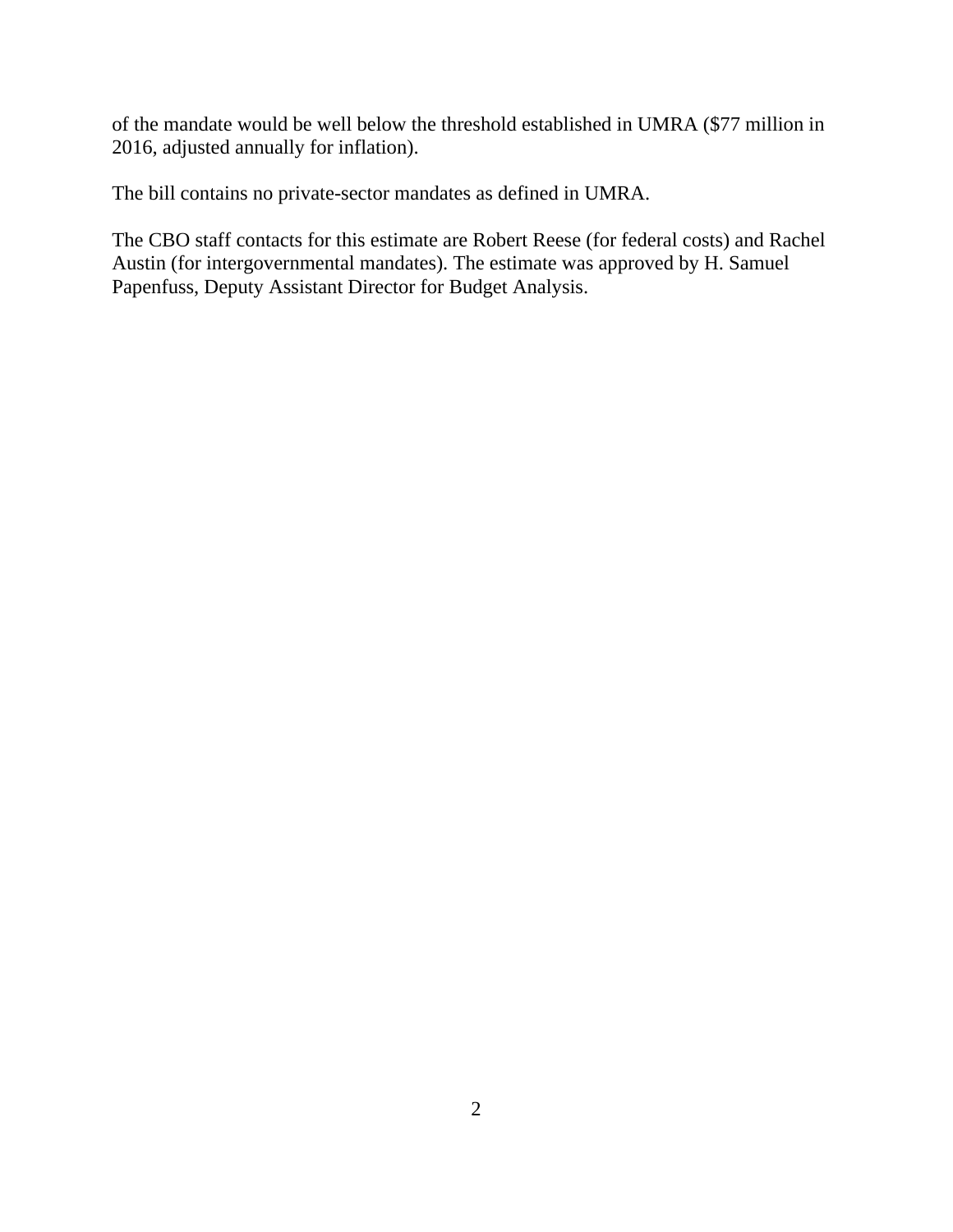of the mandate would be well below the threshold established in UMRA ($77 million in 2016, adjusted annually for inflation).

The bill contains no private-sector mandates as defined in UMRA.

The CBO staff contacts for this estimate are Robert Reese (for federal costs) and Rachel Austin (for intergovernmental mandates). The estimate was approved by H. Samuel Papenfuss, Deputy Assistant Director for Budget Analysis.